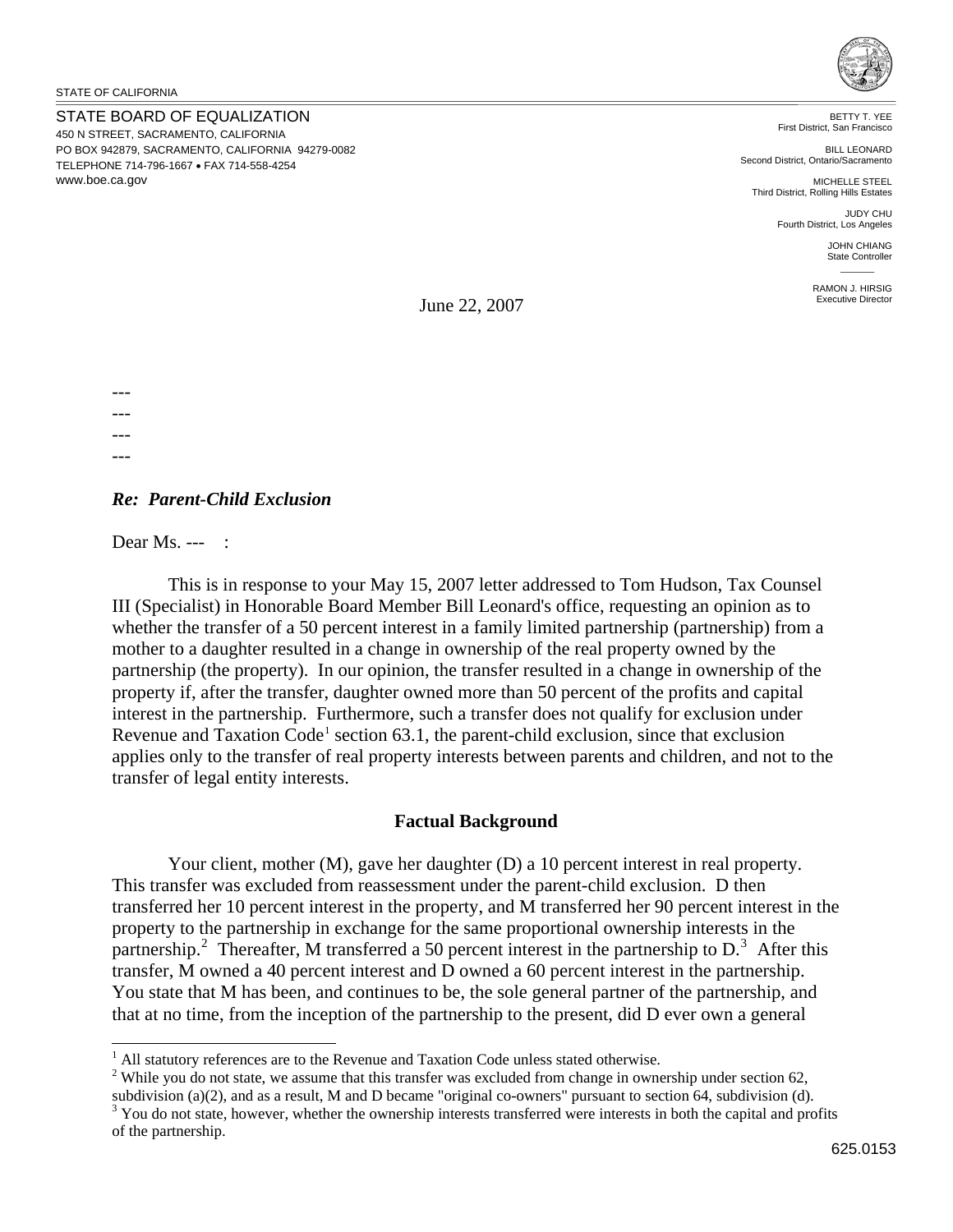STATE OF CALIFORNIA

STATE BOARD OF EQUALIZATION
450 N STREET, SACRAMENTO, CALIFORNIA
PO BOX 942879, SACRAMENTO, CALIFORNIA 94279-0082
TELEPHONE 714-796-1667 • FAX 714-558-4254
www.boe.ca.gov

BETTY T. YEE
First District, San Francisco

BILL LEONARD
Second District, Ontario/Sacramento

MICHELLE STEEL
Third District, Rolling Hills Estates

JUDY CHU
Fourth District, Los Angeles

JOHN CHIANG
State Controller

RAMON J. HIRSIG
Executive Director

June 22, 2007

---
---
---
---

***Re: Parent-Child Exclusion***

Dear Ms. --- :

This is in response to your May 15, 2007 letter addressed to Tom Hudson, Tax Counsel III (Specialist) in Honorable Board Member Bill Leonard's office, requesting an opinion as to whether the transfer of a 50 percent interest in a family limited partnership (partnership) from a mother to a daughter resulted in a change in ownership of the real property owned by the partnership (the property). In our opinion, the transfer resulted in a change in ownership of the property if, after the transfer, daughter owned more than 50 percent of the profits and capital interest in the partnership. Furthermore, such a transfer does not qualify for exclusion under Revenue and Taxation Code[1] section 63.1, the parent-child exclusion, since that exclusion applies only to the transfer of real property interests between parents and children, and not to the transfer of legal entity interests.

**Factual Background**

Your client, mother (M), gave her daughter (D) a 10 percent interest in real property. This transfer was excluded from reassessment under the parent-child exclusion. D then transferred her 10 percent interest in the property, and M transferred her 90 percent interest in the property to the partnership in exchange for the same proportional ownership interests in the partnership.[2] Thereafter, M transferred a 50 percent interest in the partnership to D.[3] After this transfer, M owned a 40 percent interest and D owned a 60 percent interest in the partnership. You state that M has been, and continues to be, the sole general partner of the partnership, and that at no time, from the inception of the partnership to the present, did D ever own a general

---

[1] All statutory references are to the Revenue and Taxation Code unless stated otherwise.

[2] While you do not state, we assume that this transfer was excluded from change in ownership under section 62, subdivision (a)(2), and as a result, M and D became "original co-owners" pursuant to section 64, subdivision (d).

[3] You do not state, however, whether the ownership interests transferred were interests in both the capital and profits of the partnership.

625.0153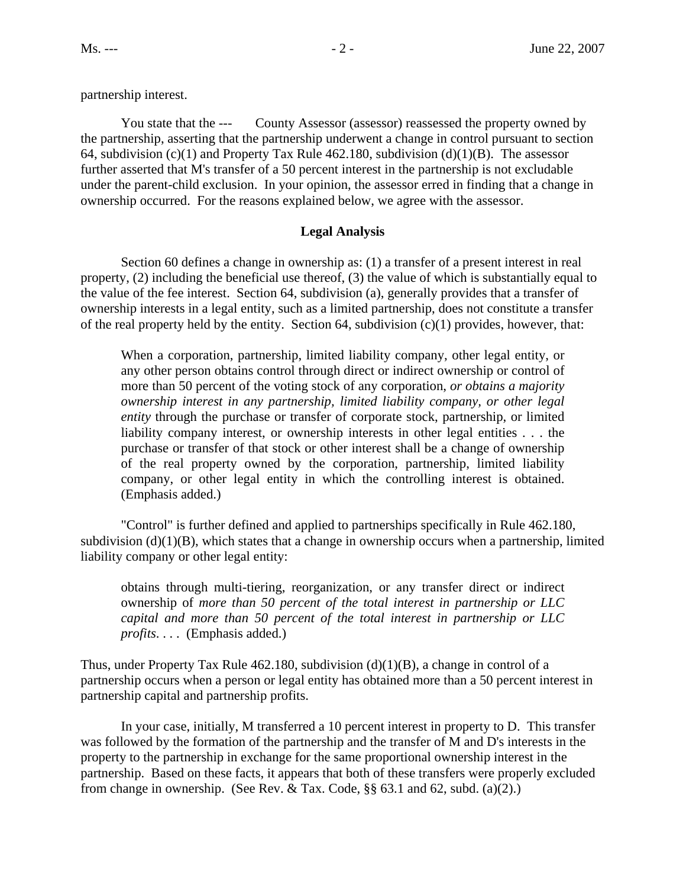partnership interest.

You state that the --- County Assessor (assessor) reassessed the property owned by the partnership, asserting that the partnership underwent a change in control pursuant to section 64, subdivision (c)(1) and Property Tax Rule 462.180, subdivision (d)(1)(B). The assessor further asserted that M's transfer of a 50 percent interest in the partnership is not excludable under the parent-child exclusion. In your opinion, the assessor erred in finding that a change in ownership occurred. For the reasons explained below, we agree with the assessor.

**Legal Analysis**

Section 60 defines a change in ownership as: (1) a transfer of a present interest in real property, (2) including the beneficial use thereof, (3) the value of which is substantially equal to the value of the fee interest. Section 64, subdivision (a), generally provides that a transfer of ownership interests in a legal entity, such as a limited partnership, does not constitute a transfer of the real property held by the entity. Section 64, subdivision (c)(1) provides, however, that:

> When a corporation, partnership, limited liability company, other legal entity, or any other person obtains control through direct or indirect ownership or control of more than 50 percent of the voting stock of any corporation, *or obtains a majority ownership interest in any partnership, limited liability company, or other legal entity* through the purchase or transfer of corporate stock, partnership, or limited liability company interest, or ownership interests in other legal entities . . . the purchase or transfer of that stock or other interest shall be a change of ownership of the real property owned by the corporation, partnership, limited liability company, or other legal entity in which the controlling interest is obtained. (Emphasis added.)

"Control" is further defined and applied to partnerships specifically in Rule 462.180, subdivision (d)(1)(B), which states that a change in ownership occurs when a partnership, limited liability company or other legal entity:

> obtains through multi-tiering, reorganization, or any transfer direct or indirect ownership of *more than 50 percent of the total interest in partnership or LLC capital and more than 50 percent of the total interest in partnership or LLC profits*. . . . (Emphasis added.)

Thus, under Property Tax Rule 462.180, subdivision (d)(1)(B), a change in control of a partnership occurs when a person or legal entity has obtained more than a 50 percent interest in partnership capital and partnership profits.

In your case, initially, M transferred a 10 percent interest in property to D. This transfer was followed by the formation of the partnership and the transfer of M and D's interests in the property to the partnership in exchange for the same proportional ownership interest in the partnership. Based on these facts, it appears that both of these transfers were properly excluded from change in ownership. (See Rev. & Tax. Code, §§ 63.1 and 62, subd. (a)(2).)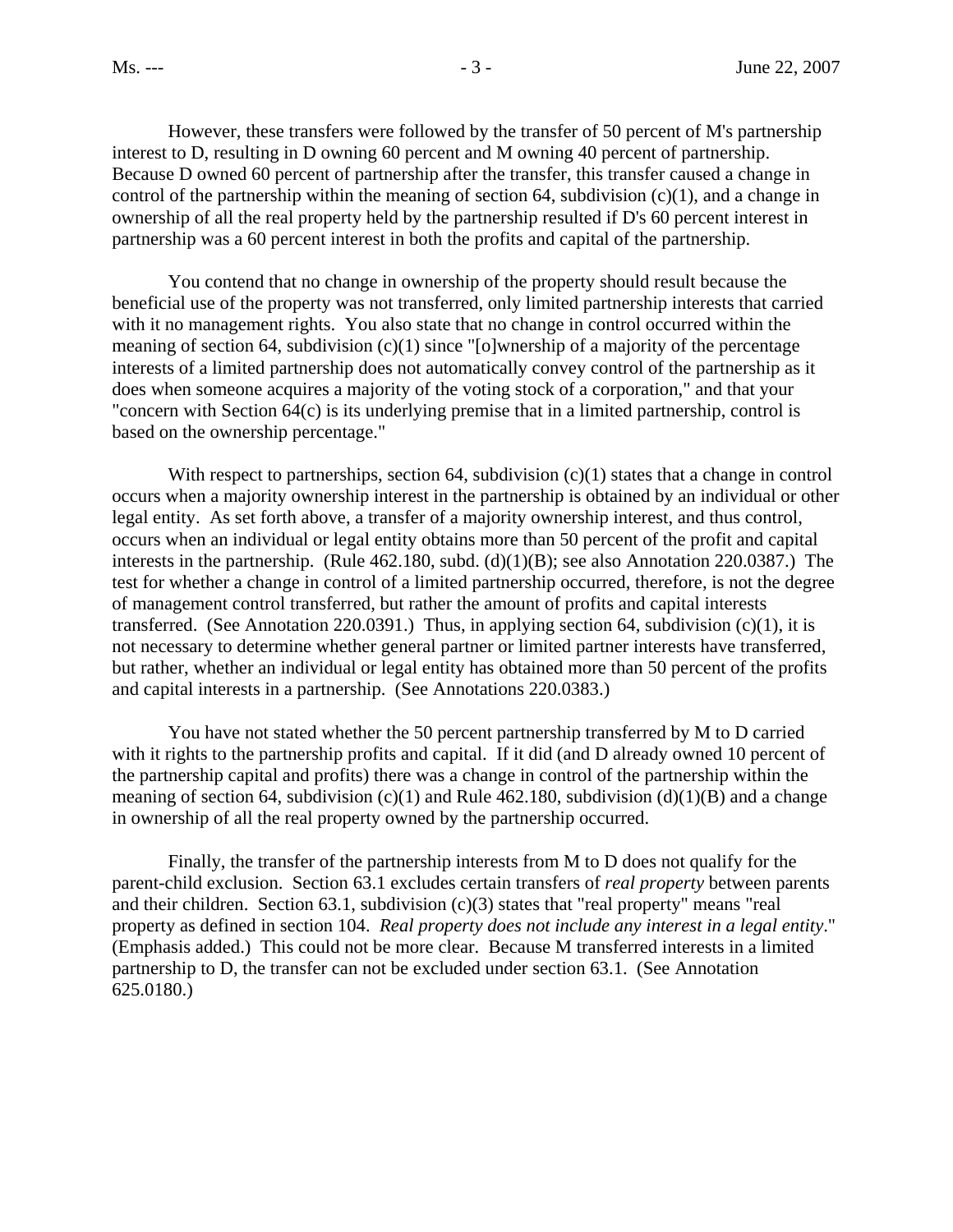However, these transfers were followed by the transfer of 50 percent of M's partnership interest to D, resulting in D owning 60 percent and M owning 40 percent of partnership. Because D owned 60 percent of partnership after the transfer, this transfer caused a change in control of the partnership within the meaning of section 64, subdivision (c)(1), and a change in ownership of all the real property held by the partnership resulted if D's 60 percent interest in partnership was a 60 percent interest in both the profits and capital of the partnership.

You contend that no change in ownership of the property should result because the beneficial use of the property was not transferred, only limited partnership interests that carried with it no management rights. You also state that no change in control occurred within the meaning of section 64, subdivision (c)(1) since "[o]wnership of a majority of the percentage interests of a limited partnership does not automatically convey control of the partnership as it does when someone acquires a majority of the voting stock of a corporation," and that your "concern with Section 64(c) is its underlying premise that in a limited partnership, control is based on the ownership percentage."

With respect to partnerships, section 64, subdivision (c)(1) states that a change in control occurs when a majority ownership interest in the partnership is obtained by an individual or other legal entity. As set forth above, a transfer of a majority ownership interest, and thus control, occurs when an individual or legal entity obtains more than 50 percent of the profit and capital interests in the partnership. (Rule 462.180, subd. (d)(1)(B); see also Annotation 220.0387.) The test for whether a change in control of a limited partnership occurred, therefore, is not the degree of management control transferred, but rather the amount of profits and capital interests transferred. (See Annotation 220.0391.) Thus, in applying section 64, subdivision (c)(1), it is not necessary to determine whether general partner or limited partner interests have transferred, but rather, whether an individual or legal entity has obtained more than 50 percent of the profits and capital interests in a partnership. (See Annotations 220.0383.)

You have not stated whether the 50 percent partnership transferred by M to D carried with it rights to the partnership profits and capital. If it did (and D already owned 10 percent of the partnership capital and profits) there was a change in control of the partnership within the meaning of section 64, subdivision (c)(1) and Rule 462.180, subdivision (d)(1)(B) and a change in ownership of all the real property owned by the partnership occurred.

Finally, the transfer of the partnership interests from M to D does not qualify for the parent-child exclusion. Section 63.1 excludes certain transfers of *real property* between parents and their children. Section 63.1, subdivision (c)(3) states that "real property" means "real property as defined in section 104. *Real property does not include any interest in a legal entity*." (Emphasis added.) This could not be more clear. Because M transferred interests in a limited partnership to D, the transfer can not be excluded under section 63.1. (See Annotation 625.0180.)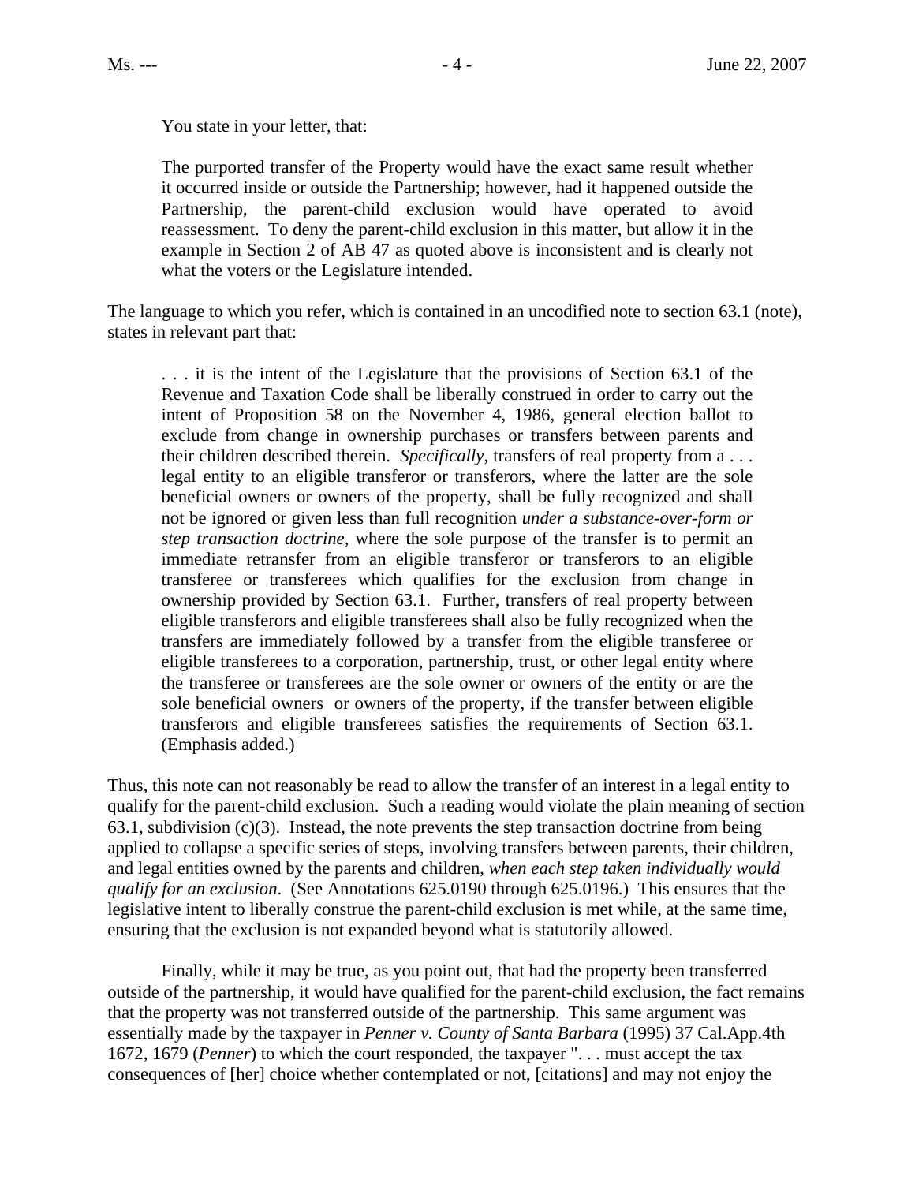You state in your letter, that:

> The purported transfer of the Property would have the exact same result whether it occurred inside or outside the Partnership; however, had it happened outside the Partnership, the parent-child exclusion would have operated to avoid reassessment. To deny the parent-child exclusion in this matter, but allow it in the example in Section 2 of AB 47 as quoted above is inconsistent and is clearly not what the voters or the Legislature intended.

The language to which you refer, which is contained in an uncodified note to section 63.1 (note), states in relevant part that:

> . . . it is the intent of the Legislature that the provisions of Section 63.1 of the Revenue and Taxation Code shall be liberally construed in order to carry out the intent of Proposition 58 on the November 4, 1986, general election ballot to exclude from change in ownership purchases or transfers between parents and their children described therein. *Specifically*, transfers of real property from a . . . legal entity to an eligible transferor or transferors, where the latter are the sole beneficial owners or owners of the property, shall be fully recognized and shall not be ignored or given less than full recognition *under a substance-over-form or step transaction doctrine*, where the sole purpose of the transfer is to permit an immediate retransfer from an eligible transferor or transferors to an eligible transferee or transferees which qualifies for the exclusion from change in ownership provided by Section 63.1. Further, transfers of real property between eligible transferors and eligible transferees shall also be fully recognized when the transfers are immediately followed by a transfer from the eligible transferee or eligible transferees to a corporation, partnership, trust, or other legal entity where the transferee or transferees are the sole owner or owners of the entity or are the sole beneficial owners or owners of the property, if the transfer between eligible transferors and eligible transferees satisfies the requirements of Section 63.1. (Emphasis added.)

Thus, this note can not reasonably be read to allow the transfer of an interest in a legal entity to qualify for the parent-child exclusion. Such a reading would violate the plain meaning of section 63.1, subdivision (c)(3). Instead, the note prevents the step transaction doctrine from being applied to collapse a specific series of steps, involving transfers between parents, their children, and legal entities owned by the parents and children, *when each step taken individually would qualify for an exclusion*. (See Annotations 625.0190 through 625.0196.) This ensures that the legislative intent to liberally construe the parent-child exclusion is met while, at the same time, ensuring that the exclusion is not expanded beyond what is statutorily allowed.

Finally, while it may be true, as you point out, that had the property been transferred outside of the partnership, it would have qualified for the parent-child exclusion, the fact remains that the property was not transferred outside of the partnership. This same argument was essentially made by the taxpayer in *Penner v. County of Santa Barbara* (1995) 37 Cal.App.4th 1672, 1679 (*Penner*) to which the court responded, the taxpayer ". . . must accept the tax consequences of [her] choice whether contemplated or not, [citations] and may not enjoy the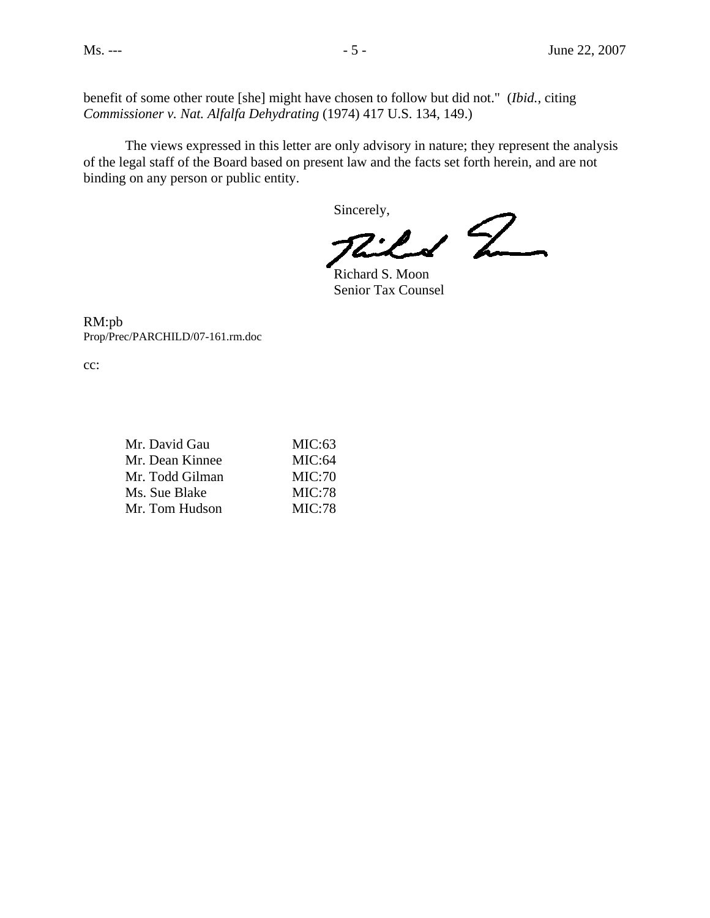benefit of some other route [she] might have chosen to follow but did not." (*Ibid.*, citing *Commissioner v. Nat. Alfalfa Dehydrating* (1974) 417 U.S. 134, 149.)

The views expressed in this letter are only advisory in nature; they represent the analysis of the legal staff of the Board based on present law and the facts set forth herein, and are not binding on any person or public entity.

Sincerely,

Richard S. Moon
Senior Tax Counsel

RM:pb
Prop/Prec/PARCHILD/07-161.rm.doc

cc:

| | |
|---|---|
| Mr. David Gau | MIC:63 |
| Mr. Dean Kinnee | MIC:64 |
| Mr. Todd Gilman | MIC:70 |
| Ms. Sue Blake | MIC:78 |
| Mr. Tom Hudson | MIC:78 |